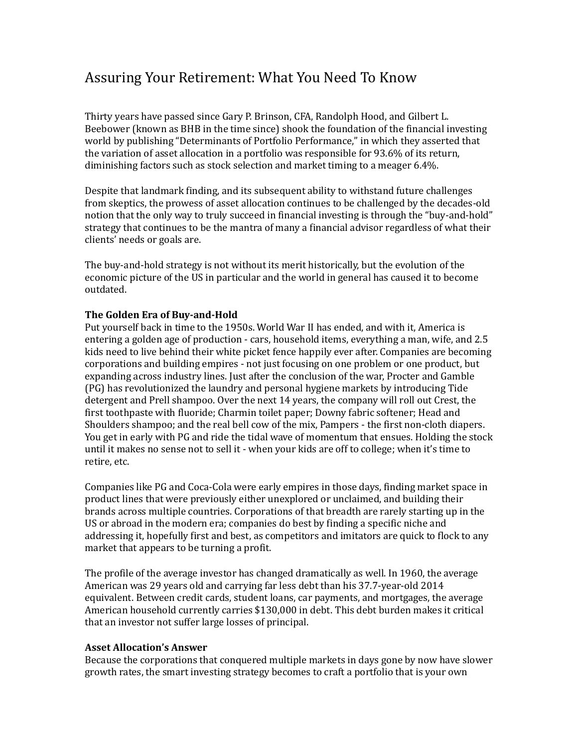# Assuring Your Retirement: What You Need To Know

Thirty years have passed since Gary P. Brinson, CFA, Randolph Hood, and Gilbert L. Beebower (known as BHB in the time since) shook the foundation of the financial investing world by publishing "Determinants of Portfolio Performance," in which they asserted that the variation of asset allocation in a portfolio was responsible for 93.6% of its return, diminishing factors such as stock selection and market timing to a meager 6.4%.

Despite that landmark finding, and its subsequent ability to withstand future challenges from skeptics, the prowess of asset allocation continues to be challenged by the decades-old notion that the only way to truly succeed in financial investing is through the "buy-and-hold" strategy that continues to be the mantra of many a financial advisor regardless of what their clients' needs or goals are.

The buy-and-hold strategy is not without its merit historically, but the evolution of the economic picture of the US in particular and the world in general has caused it to become outdated.

**The Golden Era of Buy-and-Hold**

Put yourself back in time to the 1950s. World War II has ended, and with it, America is entering a golden age of production - cars, household items, everything a man, wife, and 2.5 kids need to live behind their white picket fence happily ever after. Companies are becoming corporations and building empires - not just focusing on one problem or one product, but expanding across industry lines. Just after the conclusion of the war, Procter and Gamble (PG) has revolutionized the laundry and personal hygiene markets by introducing Tide detergent and Prell shampoo. Over the next 14 years, the company will roll out Crest, the first toothpaste with fluoride; Charmin toilet paper; Downy fabric softener; Head and Shoulders shampoo; and the real bell cow of the mix, Pampers - the first non-cloth diapers. You get in early with PG and ride the tidal wave of momentum that ensues. Holding the stock until it makes no sense not to sell it - when your kids are off to college; when it's time to retire, etc.

Companies like PG and Coca-Cola were early empires in those days, finding market space in product lines that were previously either unexplored or unclaimed, and building their brands across multiple countries. Corporations of that breadth are rarely starting up in the US or abroad in the modern era; companies do best by finding a specific niche and addressing it, hopefully first and best, as competitors and imitators are quick to flock to any market that appears to be turning a profit.

The profile of the average investor has changed dramatically as well. In 1960, the average American was 29 years old and carrying far less debt than his 37.7-year-old 2014 equivalent. Between credit cards, student loans, car payments, and mortgages, the average American household currently carries $130,000 in debt. This debt burden makes it critical that an investor not suffer large losses of principal.

**Asset Allocation's Answer**

Because the corporations that conquered multiple markets in days gone by now have slower growth rates, the smart investing strategy becomes to craft a portfolio that is your own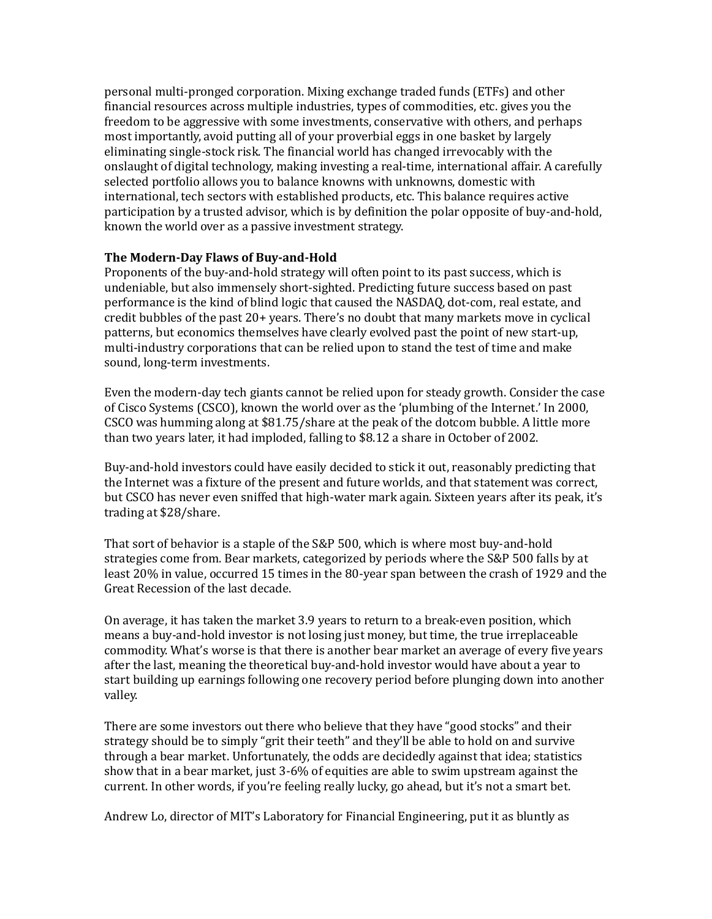personal multi-pronged corporation. Mixing exchange traded funds (ETFs) and other financial resources across multiple industries, types of commodities, etc. gives you the freedom to be aggressive with some investments, conservative with others, and perhaps most importantly, avoid putting all of your proverbial eggs in one basket by largely eliminating single-stock risk. The financial world has changed irrevocably with the onslaught of digital technology, making investing a real-time, international affair. A carefully selected portfolio allows you to balance knowns with unknowns, domestic with international, tech sectors with established products, etc. This balance requires active participation by a trusted advisor, which is by definition the polar opposite of buy-and-hold, known the world over as a passive investment strategy.

**The Modern-Day Flaws of Buy-and-Hold**

Proponents of the buy-and-hold strategy will often point to its past success, which is undeniable, but also immensely short-sighted. Predicting future success based on past performance is the kind of blind logic that caused the NASDAQ, dot-com, real estate, and credit bubbles of the past 20+ years. There's no doubt that many markets move in cyclical patterns, but economics themselves have clearly evolved past the point of new start-up, multi-industry corporations that can be relied upon to stand the test of time and make sound, long-term investments.

Even the modern-day tech giants cannot be relied upon for steady growth. Consider the case of Cisco Systems (CSCO), known the world over as the 'plumbing of the Internet.' In 2000, CSCO was humming along at $81.75/share at the peak of the dotcom bubble. A little more than two years later, it had imploded, falling to $8.12 a share in October of 2002.

Buy-and-hold investors could have easily decided to stick it out, reasonably predicting that the Internet was a fixture of the present and future worlds, and that statement was correct, but CSCO has never even sniffed that high-water mark again. Sixteen years after its peak, it's trading at $28/share.

That sort of behavior is a staple of the S&P 500, which is where most buy-and-hold strategies come from. Bear markets, categorized by periods where the S&P 500 falls by at least 20% in value, occurred 15 times in the 80-year span between the crash of 1929 and the Great Recession of the last decade.

On average, it has taken the market 3.9 years to return to a break-even position, which means a buy-and-hold investor is not losing just money, but time, the true irreplaceable commodity. What's worse is that there is another bear market an average of every five years after the last, meaning the theoretical buy-and-hold investor would have about a year to start building up earnings following one recovery period before plunging down into another valley.

There are some investors out there who believe that they have "good stocks" and their strategy should be to simply "grit their teeth" and they'll be able to hold on and survive through a bear market. Unfortunately, the odds are decidedly against that idea; statistics show that in a bear market, just 3-6% of equities are able to swim upstream against the current. In other words, if you're feeling really lucky, go ahead, but it's not a smart bet.

Andrew Lo, director of MIT's Laboratory for Financial Engineering, put it as bluntly as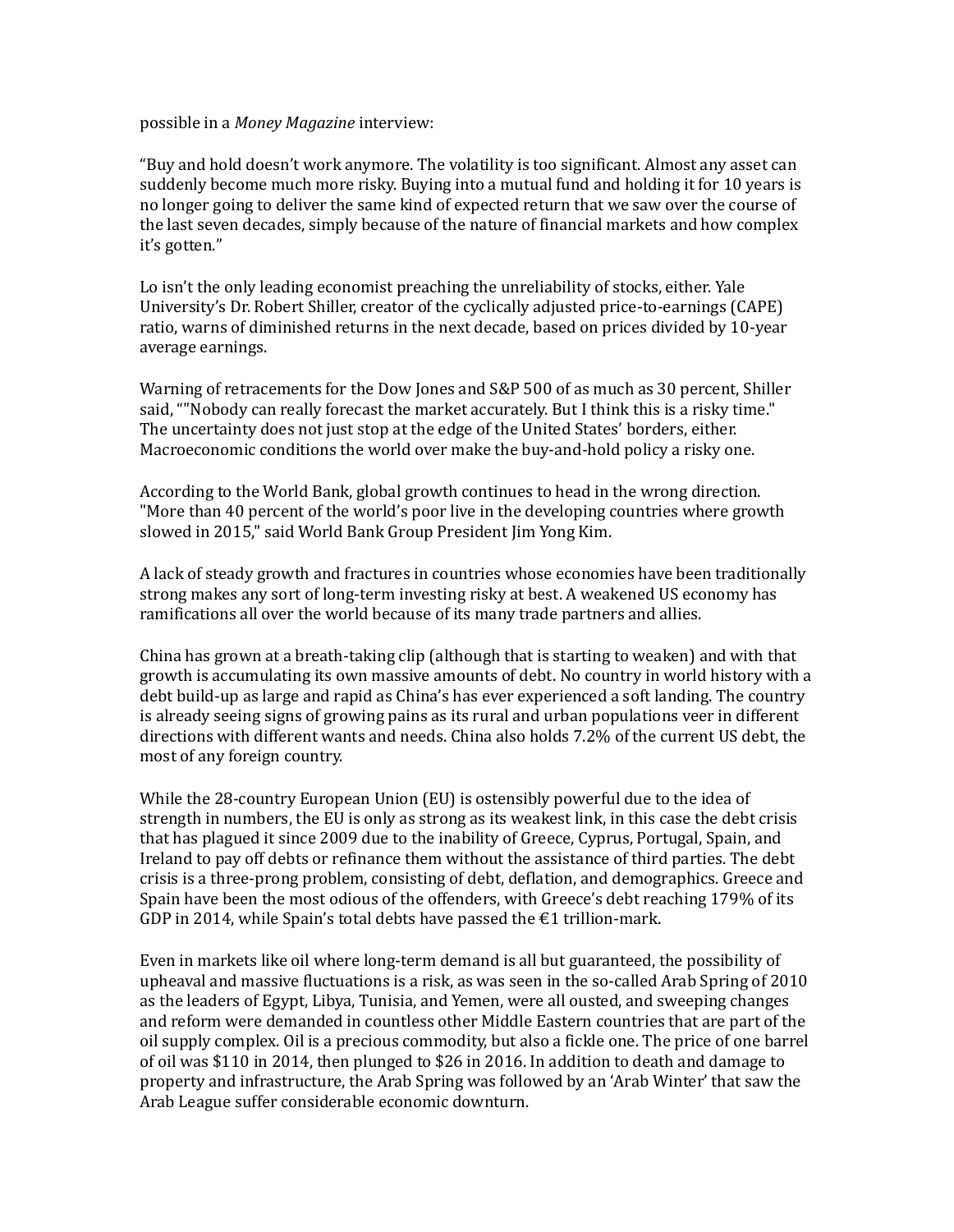possible in a *Money Magazine* interview:

"Buy and hold doesn't work anymore. The volatility is too significant. Almost any asset can suddenly become much more risky. Buying into a mutual fund and holding it for 10 years is no longer going to deliver the same kind of expected return that we saw over the course of the last seven decades, simply because of the nature of financial markets and how complex it's gotten."

Lo isn't the only leading economist preaching the unreliability of stocks, either. Yale University's Dr. Robert Shiller, creator of the cyclically adjusted price-to-earnings (CAPE) ratio, warns of diminished returns in the next decade, based on prices divided by 10-year average earnings.

Warning of retracements for the Dow Jones and S&P 500 of as much as 30 percent, Shiller said, ""Nobody can really forecast the market accurately. But I think this is a risky time." The uncertainty does not just stop at the edge of the United States' borders, either. Macroeconomic conditions the world over make the buy-and-hold policy a risky one.

According to the World Bank, global growth continues to head in the wrong direction. "More than 40 percent of the world's poor live in the developing countries where growth slowed in 2015," said World Bank Group President Jim Yong Kim.

A lack of steady growth and fractures in countries whose economies have been traditionally strong makes any sort of long-term investing risky at best. A weakened US economy has ramifications all over the world because of its many trade partners and allies.

China has grown at a breath-taking clip (although that is starting to weaken) and with that growth is accumulating its own massive amounts of debt. No country in world history with a debt build-up as large and rapid as China's has ever experienced a soft landing. The country is already seeing signs of growing pains as its rural and urban populations veer in different directions with different wants and needs. China also holds 7.2% of the current US debt, the most of any foreign country.

While the 28-country European Union (EU) is ostensibly powerful due to the idea of strength in numbers, the EU is only as strong as its weakest link, in this case the debt crisis that has plagued it since 2009 due to the inability of Greece, Cyprus, Portugal, Spain, and Ireland to pay off debts or refinance them without the assistance of third parties. The debt crisis is a three-prong problem, consisting of debt, deflation, and demographics. Greece and Spain have been the most odious of the offenders, with Greece's debt reaching 179% of its GDP in 2014, while Spain's total debts have passed the €1 trillion-mark.

Even in markets like oil where long-term demand is all but guaranteed, the possibility of upheaval and massive fluctuations is a risk, as was seen in the so-called Arab Spring of 2010 as the leaders of Egypt, Libya, Tunisia, and Yemen, were all ousted, and sweeping changes and reform were demanded in countless other Middle Eastern countries that are part of the oil supply complex. Oil is a precious commodity, but also a fickle one. The price of one barrel of oil was $110 in 2014, then plunged to $26 in 2016. In addition to death and damage to property and infrastructure, the Arab Spring was followed by an 'Arab Winter' that saw the Arab League suffer considerable economic downturn.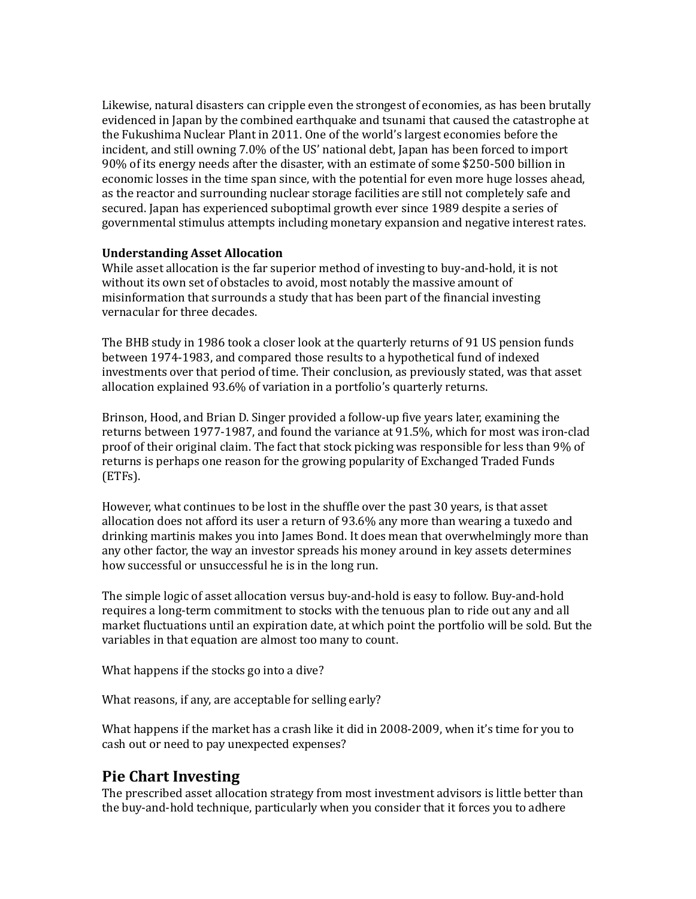Likewise, natural disasters can cripple even the strongest of economies, as has been brutally evidenced in Japan by the combined earthquake and tsunami that caused the catastrophe at the Fukushima Nuclear Plant in 2011. One of the world's largest economies before the incident, and still owning 7.0% of the US' national debt, Japan has been forced to import 90% of its energy needs after the disaster, with an estimate of some $250-500 billion in economic losses in the time span since, with the potential for even more huge losses ahead, as the reactor and surrounding nuclear storage facilities are still not completely safe and secured. Japan has experienced suboptimal growth ever since 1989 despite a series of governmental stimulus attempts including monetary expansion and negative interest rates.

**Understanding Asset Allocation**

While asset allocation is the far superior method of investing to buy-and-hold, it is not without its own set of obstacles to avoid, most notably the massive amount of misinformation that surrounds a study that has been part of the financial investing vernacular for three decades.

The BHB study in 1986 took a closer look at the quarterly returns of 91 US pension funds between 1974-1983, and compared those results to a hypothetical fund of indexed investments over that period of time. Their conclusion, as previously stated, was that asset allocation explained 93.6% of variation in a portfolio's quarterly returns.

Brinson, Hood, and Brian D. Singer provided a follow-up five years later, examining the returns between 1977-1987, and found the variance at 91.5%, which for most was iron-clad proof of their original claim. The fact that stock picking was responsible for less than 9% of returns is perhaps one reason for the growing popularity of Exchanged Traded Funds (ETFs).

However, what continues to be lost in the shuffle over the past 30 years, is that asset allocation does not afford its user a return of 93.6% any more than wearing a tuxedo and drinking martinis makes you into James Bond. It does mean that overwhelmingly more than any other factor, the way an investor spreads his money around in key assets determines how successful or unsuccessful he is in the long run.

The simple logic of asset allocation versus buy-and-hold is easy to follow. Buy-and-hold requires a long-term commitment to stocks with the tenuous plan to ride out any and all market fluctuations until an expiration date, at which point the portfolio will be sold. But the variables in that equation are almost too many to count.

What happens if the stocks go into a dive?

What reasons, if any, are acceptable for selling early?

What happens if the market has a crash like it did in 2008-2009, when it's time for you to cash out or need to pay unexpected expenses?

## Pie Chart Investing

The prescribed asset allocation strategy from most investment advisors is little better than the buy-and-hold technique, particularly when you consider that it forces you to adhere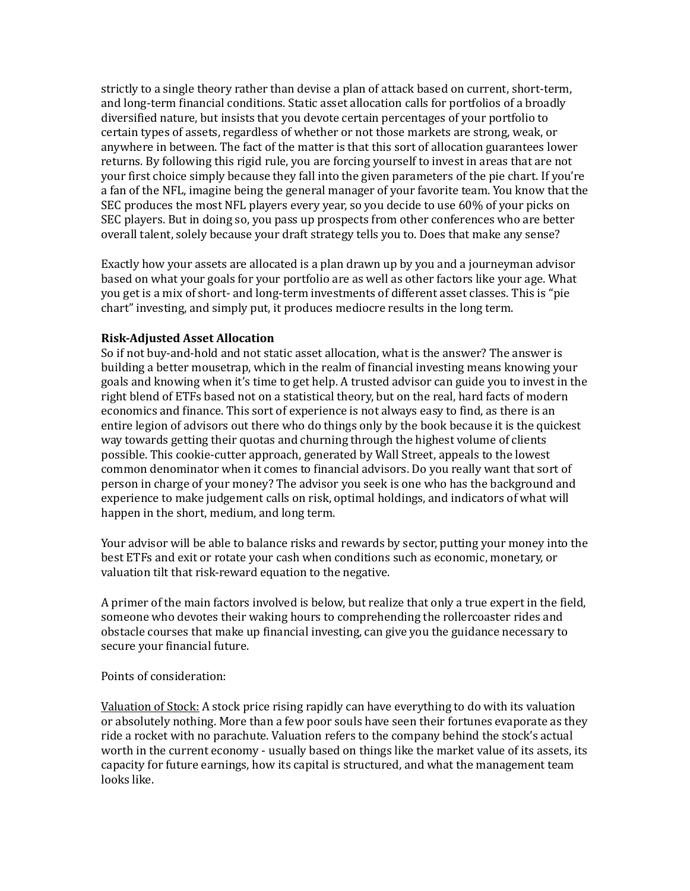strictly to a single theory rather than devise a plan of attack based on current, short-term, and long-term financial conditions. Static asset allocation calls for portfolios of a broadly diversified nature, but insists that you devote certain percentages of your portfolio to certain types of assets, regardless of whether or not those markets are strong, weak, or anywhere in between. The fact of the matter is that this sort of allocation guarantees lower returns. By following this rigid rule, you are forcing yourself to invest in areas that are not your first choice simply because they fall into the given parameters of the pie chart. If you're a fan of the NFL, imagine being the general manager of your favorite team. You know that the SEC produces the most NFL players every year, so you decide to use 60% of your picks on SEC players. But in doing so, you pass up prospects from other conferences who are better overall talent, solely because your draft strategy tells you to. Does that make any sense?

Exactly how your assets are allocated is a plan drawn up by you and a journeyman advisor based on what your goals for your portfolio are as well as other factors like your age. What you get is a mix of short- and long-term investments of different asset classes. This is "pie chart" investing, and simply put, it produces mediocre results in the long term.

**Risk-Adjusted Asset Allocation**

So if not buy-and-hold and not static asset allocation, what is the answer? The answer is building a better mousetrap, which in the realm of financial investing means knowing your goals and knowing when it's time to get help. A trusted advisor can guide you to invest in the right blend of ETFs based not on a statistical theory, but on the real, hard facts of modern economics and finance. This sort of experience is not always easy to find, as there is an entire legion of advisors out there who do things only by the book because it is the quickest way towards getting their quotas and churning through the highest volume of clients possible. This cookie-cutter approach, generated by Wall Street, appeals to the lowest common denominator when it comes to financial advisors. Do you really want that sort of person in charge of your money? The advisor you seek is one who has the background and experience to make judgement calls on risk, optimal holdings, and indicators of what will happen in the short, medium, and long term.

Your advisor will be able to balance risks and rewards by sector, putting your money into the best ETFs and exit or rotate your cash when conditions such as economic, monetary, or valuation tilt that risk-reward equation to the negative.

A primer of the main factors involved is below, but realize that only a true expert in the field, someone who devotes their waking hours to comprehending the rollercoaster rides and obstacle courses that make up financial investing, can give you the guidance necessary to secure your financial future.

Points of consideration:

<u>Valuation of Stock:</u> A stock price rising rapidly can have everything to do with its valuation or absolutely nothing. More than a few poor souls have seen their fortunes evaporate as they ride a rocket with no parachute. Valuation refers to the company behind the stock's actual worth in the current economy - usually based on things like the market value of its assets, its capacity for future earnings, how its capital is structured, and what the management team looks like.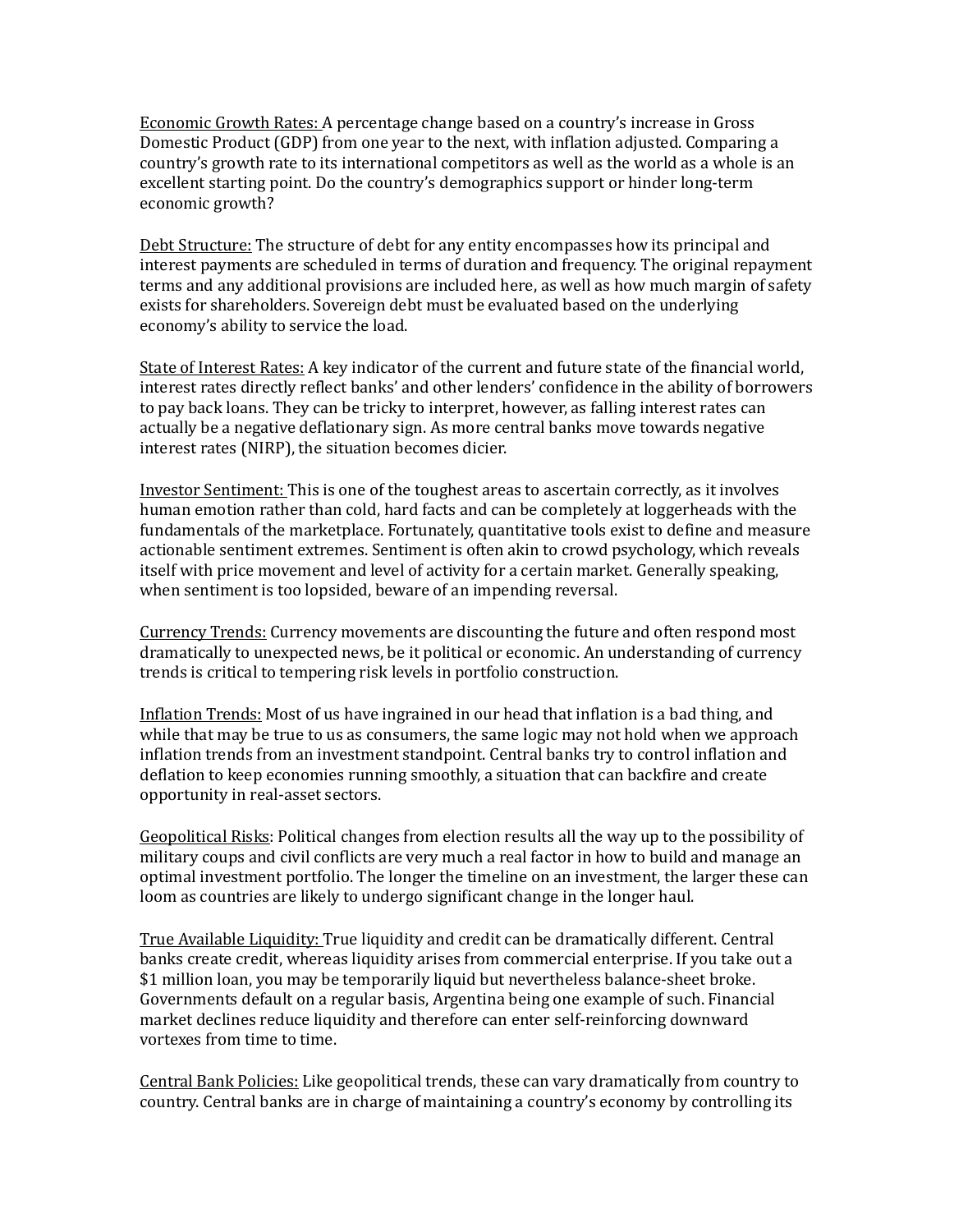<u>Economic Growth Rates:</u> A percentage change based on a country's increase in Gross Domestic Product (GDP) from one year to the next, with inflation adjusted. Comparing a country's growth rate to its international competitors as well as the world as a whole is an excellent starting point. Do the country's demographics support or hinder long-term economic growth?

<u>Debt Structure:</u> The structure of debt for any entity encompasses how its principal and interest payments are scheduled in terms of duration and frequency. The original repayment terms and any additional provisions are included here, as well as how much margin of safety exists for shareholders. Sovereign debt must be evaluated based on the underlying economy's ability to service the load.

<u>State of Interest Rates:</u> A key indicator of the current and future state of the financial world, interest rates directly reflect banks' and other lenders' confidence in the ability of borrowers to pay back loans. They can be tricky to interpret, however, as falling interest rates can actually be a negative deflationary sign. As more central banks move towards negative interest rates (NIRP), the situation becomes dicier.

<u>Investor Sentiment:</u> This is one of the toughest areas to ascertain correctly, as it involves human emotion rather than cold, hard facts and can be completely at loggerheads with the fundamentals of the marketplace. Fortunately, quantitative tools exist to define and measure actionable sentiment extremes. Sentiment is often akin to crowd psychology, which reveals itself with price movement and level of activity for a certain market. Generally speaking, when sentiment is too lopsided, beware of an impending reversal.

<u>Currency Trends:</u> Currency movements are discounting the future and often respond most dramatically to unexpected news, be it political or economic. An understanding of currency trends is critical to tempering risk levels in portfolio construction.

<u>Inflation Trends:</u> Most of us have ingrained in our head that inflation is a bad thing, and while that may be true to us as consumers, the same logic may not hold when we approach inflation trends from an investment standpoint. Central banks try to control inflation and deflation to keep economies running smoothly, a situation that can backfire and create opportunity in real-asset sectors.

<u>Geopolitical Risks</u>: Political changes from election results all the way up to the possibility of military coups and civil conflicts are very much a real factor in how to build and manage an optimal investment portfolio. The longer the timeline on an investment, the larger these can loom as countries are likely to undergo significant change in the longer haul.

<u>True Available Liquidity:</u> True liquidity and credit can be dramatically different. Central banks create credit, whereas liquidity arises from commercial enterprise. If you take out a $1 million loan, you may be temporarily liquid but nevertheless balance-sheet broke. Governments default on a regular basis, Argentina being one example of such. Financial market declines reduce liquidity and therefore can enter self-reinforcing downward vortexes from time to time.

<u>Central Bank Policies:</u> Like geopolitical trends, these can vary dramatically from country to country. Central banks are in charge of maintaining a country's economy by controlling its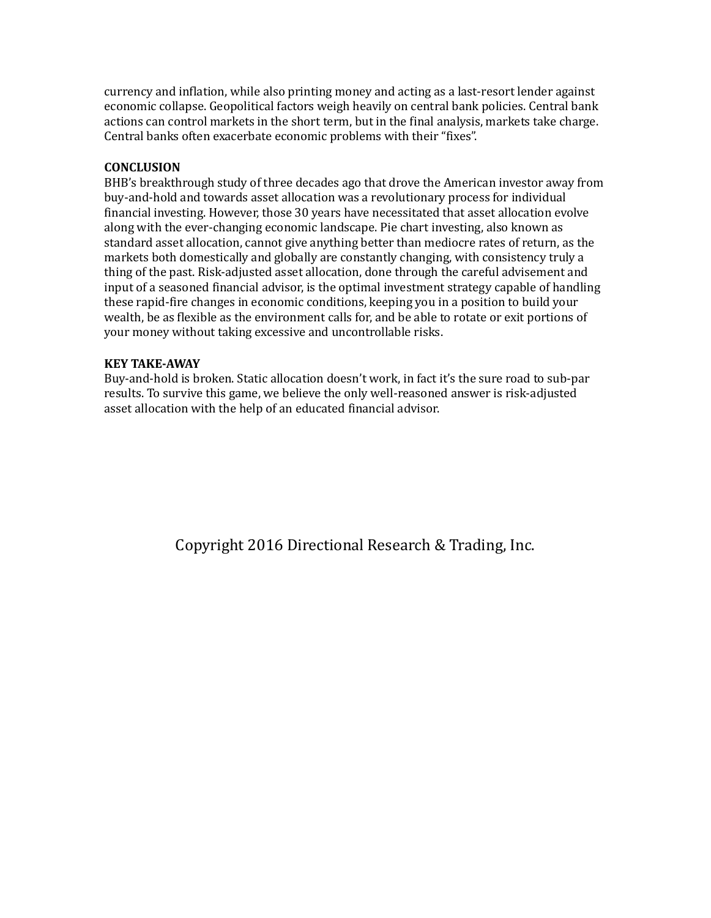currency and inflation, while also printing money and acting as a last-resort lender against economic collapse. Geopolitical factors weigh heavily on central bank policies. Central bank actions can control markets in the short term, but in the final analysis, markets take charge. Central banks often exacerbate economic problems with their "fixes".

**CONCLUSION**

BHB's breakthrough study of three decades ago that drove the American investor away from buy-and-hold and towards asset allocation was a revolutionary process for individual financial investing. However, those 30 years have necessitated that asset allocation evolve along with the ever-changing economic landscape. Pie chart investing, also known as standard asset allocation, cannot give anything better than mediocre rates of return, as the markets both domestically and globally are constantly changing, with consistency truly a thing of the past. Risk-adjusted asset allocation, done through the careful advisement and input of a seasoned financial advisor, is the optimal investment strategy capable of handling these rapid-fire changes in economic conditions, keeping you in a position to build your wealth, be as flexible as the environment calls for, and be able to rotate or exit portions of your money without taking excessive and uncontrollable risks.

**KEY TAKE-AWAY**

Buy-and-hold is broken. Static allocation doesn't work, in fact it's the sure road to sub-par results. To survive this game, we believe the only well-reasoned answer is risk-adjusted asset allocation with the help of an educated financial advisor.

Copyright 2016 Directional Research & Trading, Inc.